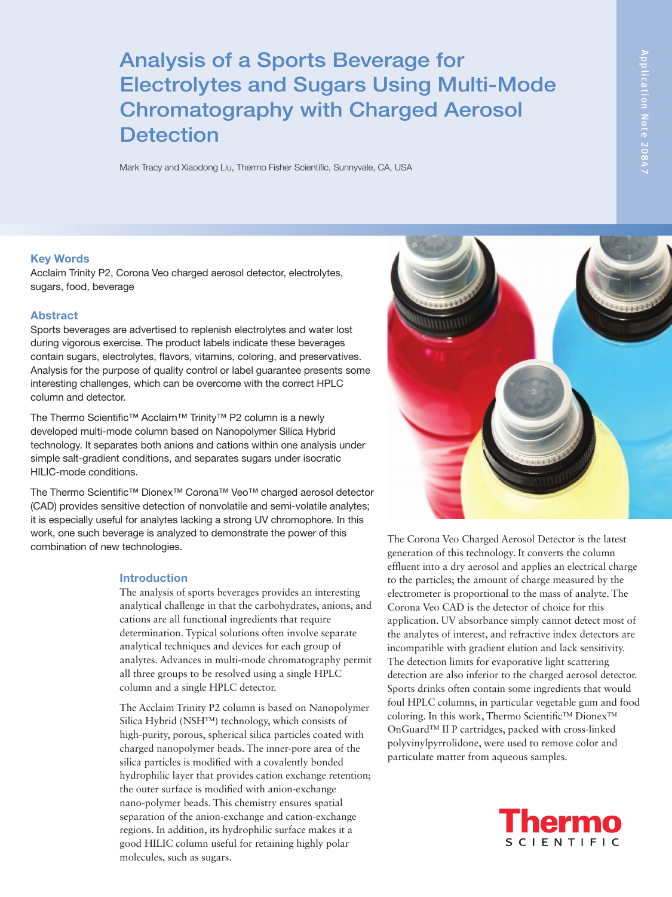# Analysis of a Sports Beverage for Electrolytes and Sugars Using Multi-Mode Chromatography with Charged Aerosol Detection

Mark Tracy and Xiaodong Liu, Thermo Fisher Scientific, Sunnyvale, CA, USA

Application Note 20847

## Key Words

Acclaim Trinity P2, Corona Veo charged aerosol detector, electrolytes, sugars, food, beverage

## Abstract

Sports beverages are advertised to replenish electrolytes and water lost during vigorous exercise. The product labels indicate these beverages contain sugars, electrolytes, flavors, vitamins, coloring, and preservatives. Analysis for the purpose of quality control or label guarantee presents some interesting challenges, which can be overcome with the correct HPLC column and detector.

The Thermo Scientific™ Acclaim™ Trinity™ P2 column is a newly developed multi-mode column based on Nanopolymer Silica Hybrid technology. It separates both anions and cations within one analysis under simple salt-gradient conditions, and separates sugars under isocratic HILIC-mode conditions.

The Thermo Scientific™ Dionex™ Corona™ Veo™ charged aerosol detector (CAD) provides sensitive detection of nonvolatile and semi-volatile analytes; it is especially useful for analytes lacking a strong UV chromophore. In this work, one such beverage is analyzed to demonstrate the power of this combination of new technologies.

## Introduction

The analysis of sports beverages provides an interesting analytical challenge in that the carbohydrates, anions, and cations are all functional ingredients that require determination. Typical solutions often involve separate analytical techniques and devices for each group of analytes. Advances in multi-mode chromatography permit all three groups to be resolved using a single HPLC column and a single HPLC detector.

The Acclaim Trinity P2 column is based on Nanopolymer Silica Hybrid (NSH™) technology, which consists of high-purity, porous, spherical silica particles coated with charged nanopolymer beads. The inner-pore area of the silica particles is modified with a covalently bonded hydrophilic layer that provides cation exchange retention; the outer surface is modified with anion-exchange nano-polymer beads. This chemistry ensures spatial separation of the anion-exchange and cation-exchange regions. In addition, its hydrophilic surface makes it a good HILIC column useful for retaining highly polar molecules, such as sugars.

The Corona Veo Charged Aerosol Detector is the latest generation of this technology. It converts the column effluent into a dry aerosol and applies an electrical charge to the particles; the amount of charge measured by the electrometer is proportional to the mass of analyte. The Corona Veo CAD is the detector of choice for this application. UV absorbance simply cannot detect most of the analytes of interest, and refractive index detectors are incompatible with gradient elution and lack sensitivity. The detection limits for evaporative light scattering detection are also inferior to the charged aerosol detector. Sports drinks often contain some ingredients that would foul HPLC columns, in particular vegetable gum and food coloring. In this work, Thermo Scientific™ Dionex™ OnGuard™ II P cartridges, packed with cross-linked polyvinylpyrrolidone, were used to remove color and particulate matter from aqueous samples.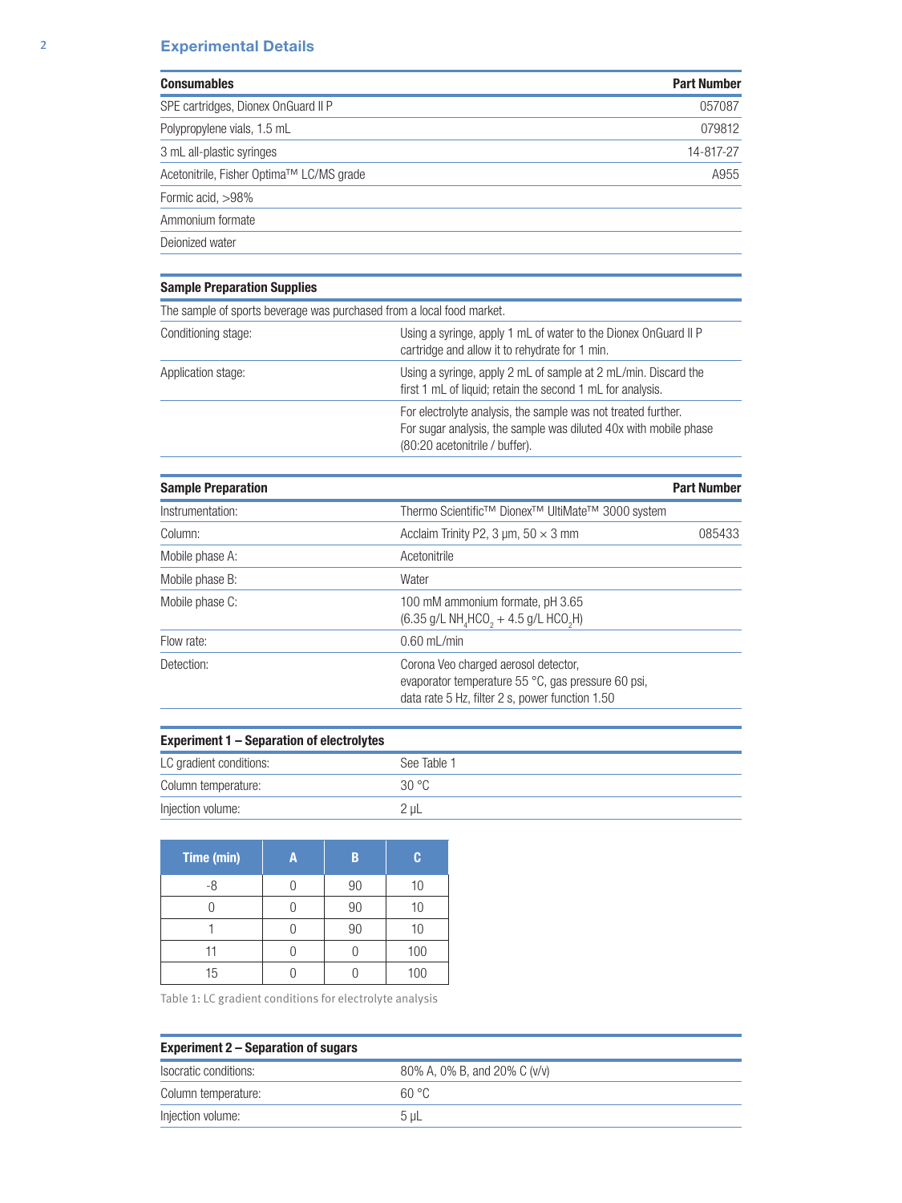## Experimental Details

| Consumables | Part Number |
|---|---|
| SPE cartridges, Dionex OnGuard II P | 057087 |
| Polypropylene vials, 1.5 mL | 079812 |
| 3 mL all-plastic syringes | 14-817-27 |
| Acetonitrile, Fisher Optima™ LC/MS grade | A955 |
| Formic acid, >98% | |
| Ammonium formate | |
| Deionized water | |

| Sample Preparation Supplies | |
|---|---|
| The sample of sports beverage was purchased from a local food market. | |
| Conditioning stage: | Using a syringe, apply 1 mL of water to the Dionex OnGuard II P cartridge and allow it to rehydrate for 1 min. |
| Application stage: | Using a syringe, apply 2 mL of sample at 2 mL/min. Discard the first 1 mL of liquid; retain the second 1 mL for analysis. |
| | For electrolyte analysis, the sample was not treated further. For sugar analysis, the sample was diluted 40x with mobile phase (80:20 acetonitrile / buffer). |

| Sample Preparation | | Part Number |
|---|---|---|
| Instrumentation: | Thermo Scientific™ Dionex™ UltiMate™ 3000 system | |
| Column: | Acclaim Trinity P2, 3 µm, 50 × 3 mm | 085433 |
| Mobile phase A: | Acetonitrile | |
| Mobile phase B: | Water | |
| Mobile phase C: | 100 mM ammonium formate, pH 3.65 (6.35 g/L $NH_4HCO_2$ + 4.5 g/L $HCO_2H$) | |
| Flow rate: | 0.60 mL/min | |
| Detection: | Corona Veo charged aerosol detector, evaporator temperature 55 °C, gas pressure 60 psi, data rate 5 Hz, filter 2 s, power function 1.50 | |

| Experiment 1 – Separation of electrolytes | |
|---|---|
| LC gradient conditions: | See Table 1 |
| Column temperature: | 30 °C |
| Injection volume: | 2 µL |

| Time (min) | A | B | C |
|---|---|---|---|
| -8 | 0 | 90 | 10 |
| 0 | 0 | 90 | 10 |
| 1 | 0 | 90 | 10 |
| 11 | 0 | 0 | 100 |
| 15 | 0 | 0 | 100 |

Table 1: LC gradient conditions for electrolyte analysis

| Experiment 2 – Separation of sugars | |
|---|---|
| Isocratic conditions: | 80% A, 0% B, and 20% C (v/v) |
| Column temperature: | 60 °C |
| Injection volume: | 5 µL |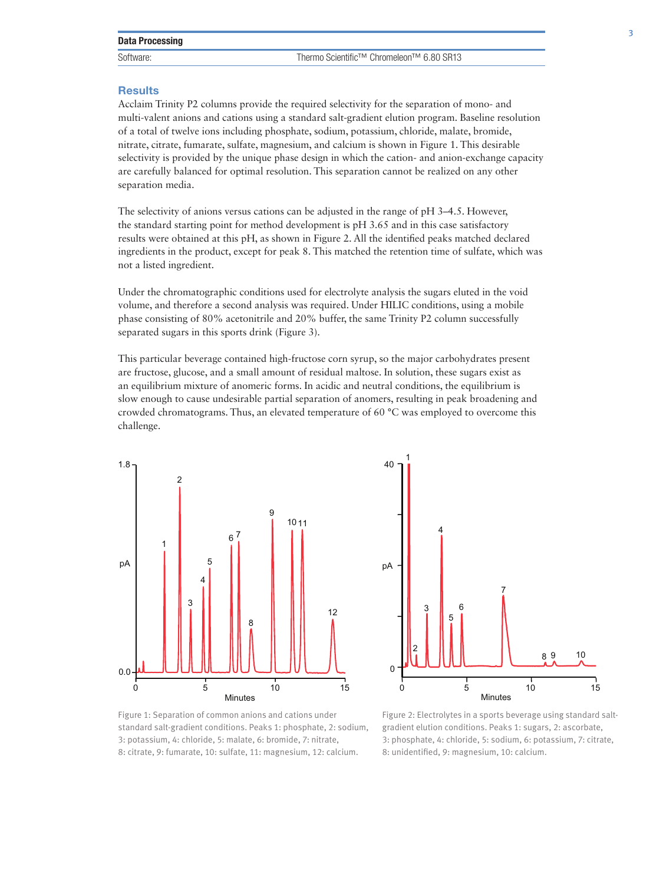## Data Processing

| Software: | Thermo Scientific™ Chromeleon™ 6.80 SR13 |
|---|---|

## Results

Acclaim Trinity P2 columns provide the required selectivity for the separation of mono- and multi-valent anions and cations using a standard salt-gradient elution program. Baseline resolution of a total of twelve ions including phosphate, sodium, potassium, chloride, malate, bromide, nitrate, citrate, fumarate, sulfate, magnesium, and calcium is shown in Figure 1. This desirable selectivity is provided by the unique phase design in which the cation- and anion-exchange capacity are carefully balanced for optimal resolution. This separation cannot be realized on any other separation media.

The selectivity of anions versus cations can be adjusted in the range of pH 3–4.5. However, the standard starting point for method development is pH 3.65 and in this case satisfactory results were obtained at this pH, as shown in Figure 2. All the identified peaks matched declared ingredients in the product, except for peak 8. This matched the retention time of sulfate, which was not a listed ingredient.

Under the chromatographic conditions used for electrolyte analysis the sugars eluted in the void volume, and therefore a second analysis was required. Under HILIC conditions, using a mobile phase consisting of 80% acetonitrile and 20% buffer, the same Trinity P2 column successfully separated sugars in this sports drink (Figure 3).

This particular beverage contained high-fructose corn syrup, so the major carbohydrates present are fructose, glucose, and a small amount of residual maltose. In solution, these sugars exist as an equilibrium mixture of anomeric forms. In acidic and neutral conditions, the equilibrium is slow enough to cause undesirable partial separation of anomers, resulting in peak broadening and crowded chromatograms. Thus, an elevated temperature of 60 °C was employed to overcome this challenge.

Figure 1: Separation of common anions and cations under standard salt-gradient conditions. Peaks 1: phosphate, 2: sodium, 3: potassium, 4: chloride, 5: malate, 6: bromide, 7: nitrate, 8: citrate, 9: fumarate, 10: sulfate, 11: magnesium, 12: calcium.

Figure 2: Electrolytes in a sports beverage using standard salt-gradient elution conditions. Peaks 1: sugars, 2: ascorbate, 3: phosphate, 4: chloride, 5: sodium, 6: potassium, 7: citrate, 8: unidentified, 9: magnesium, 10: calcium.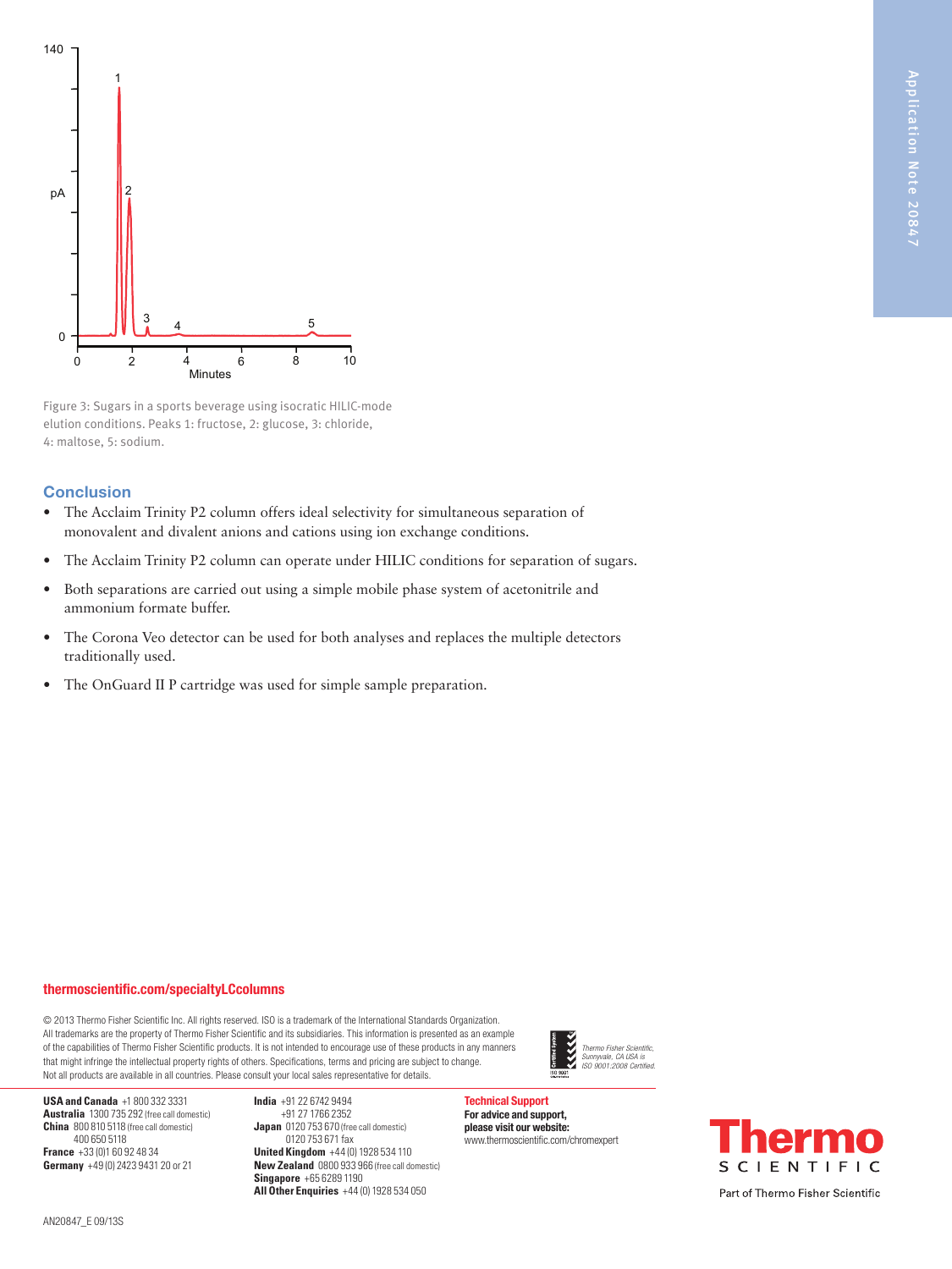140

pA

0

1

2

3

4

5

0 2 4 6 8 10

Minutes

Figure 3: Sugars in a sports beverage using isocratic HILIC-mode elution conditions. Peaks 1: fructose, 2: glucose, 3: chloride, 4: maltose, 5: sodium.

## Conclusion

- The Acclaim Trinity P2 column offers ideal selectivity for simultaneous separation of monovalent and divalent anions and cations using ion exchange conditions.
- The Acclaim Trinity P2 column can operate under HILIC conditions for separation of sugars.
- Both separations are carried out using a simple mobile phase system of acetonitrile and ammonium formate buffer.
- The Corona Veo detector can be used for both analyses and replaces the multiple detectors traditionally used.
- The OnGuard II P cartridge was used for simple sample preparation.

**thermoscientific.com/specialtyLCcolumns**

© 2013 Thermo Fisher Scientific Inc. All rights reserved. ISO is a trademark of the International Standards Organization. All trademarks are the property of Thermo Fisher Scientific and its subsidiaries. This information is presented as an example of the capabilities of Thermo Fisher Scientific products. It is not intended to encourage use of these products in any manners that might infringe the intellectual property rights of others. Specifications, terms and pricing are subject to change. Not all products are available in all countries. Please consult your local sales representative for details.

*Thermo Fisher Scientific, Sunnyvale, CA USA is ISO 9001:2008 Certified.*

**USA and Canada** +1 800 332 3331
**Australia** 1300 735 292 (free call domestic)
**China** 800 810 5118 (free call domestic) 400 650 5118
**France** +33 (0)1 60 92 48 34
**Germany** +49 (0) 2423 9431 20 or 21

**India** +91 22 6742 9494 +91 27 1766 2352
**Japan** 0120 753 670 (free call domestic) 0120 753 671 fax
**United Kingdom** +44 (0) 1928 534 110
**New Zealand** 0800 933 966 (free call domestic)
**Singapore** +65 6289 1190
**All Other Enquiries** +44 (0) 1928 534 050

**Technical Support**
**For advice and support, please visit our website:**
www.thermoscientific.com/chromexpert

Thermo SCIENTIFIC
Part of Thermo Fisher Scientific

AN20847_E 09/13S